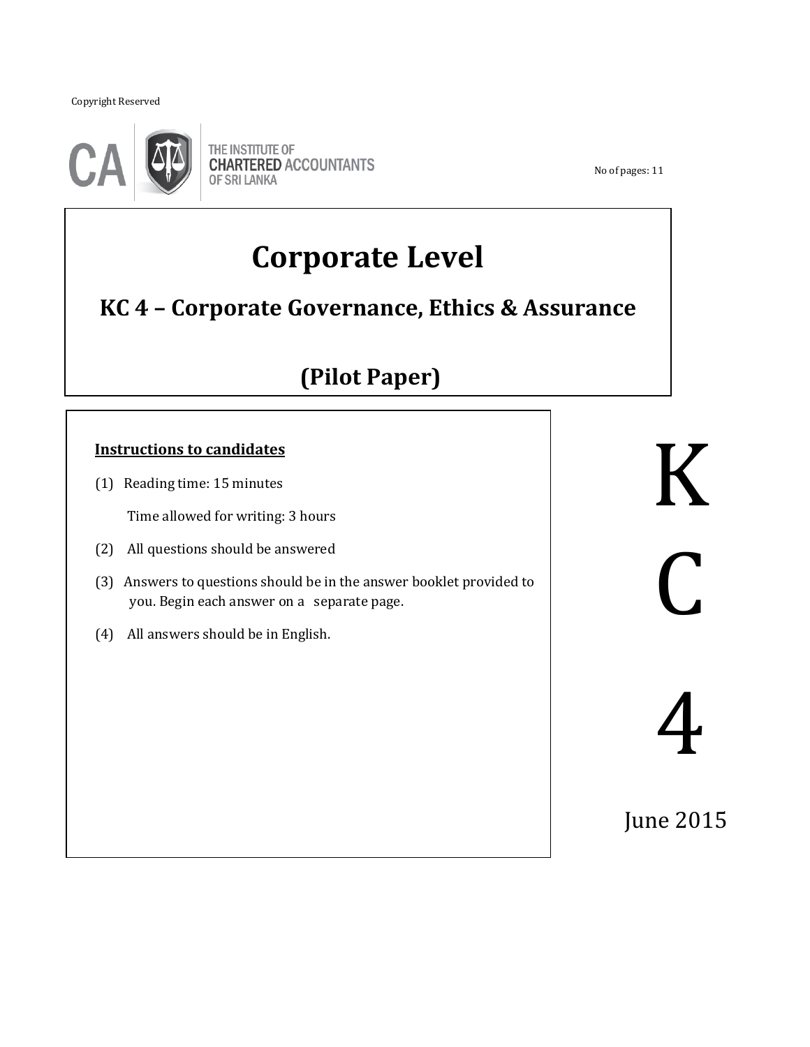Copyright Reserved

THE INSTITUTE OF
CHARTERED ACCOUNTANTS
OF SRI LANKA

No of pages: 11

# Corporate Level

## KC 4 – Corporate Governance, Ethics & Assurance

## (Pilot Paper)

**Instructions to candidates**

(1) Reading time: 15 minutes

Time allowed for writing: 3 hours

(2) All questions should be answered

(3) Answers to questions should be in the answer booklet provided to you. Begin each answer on a separate page.

(4) All answers should be in English.

KC 4

June 2015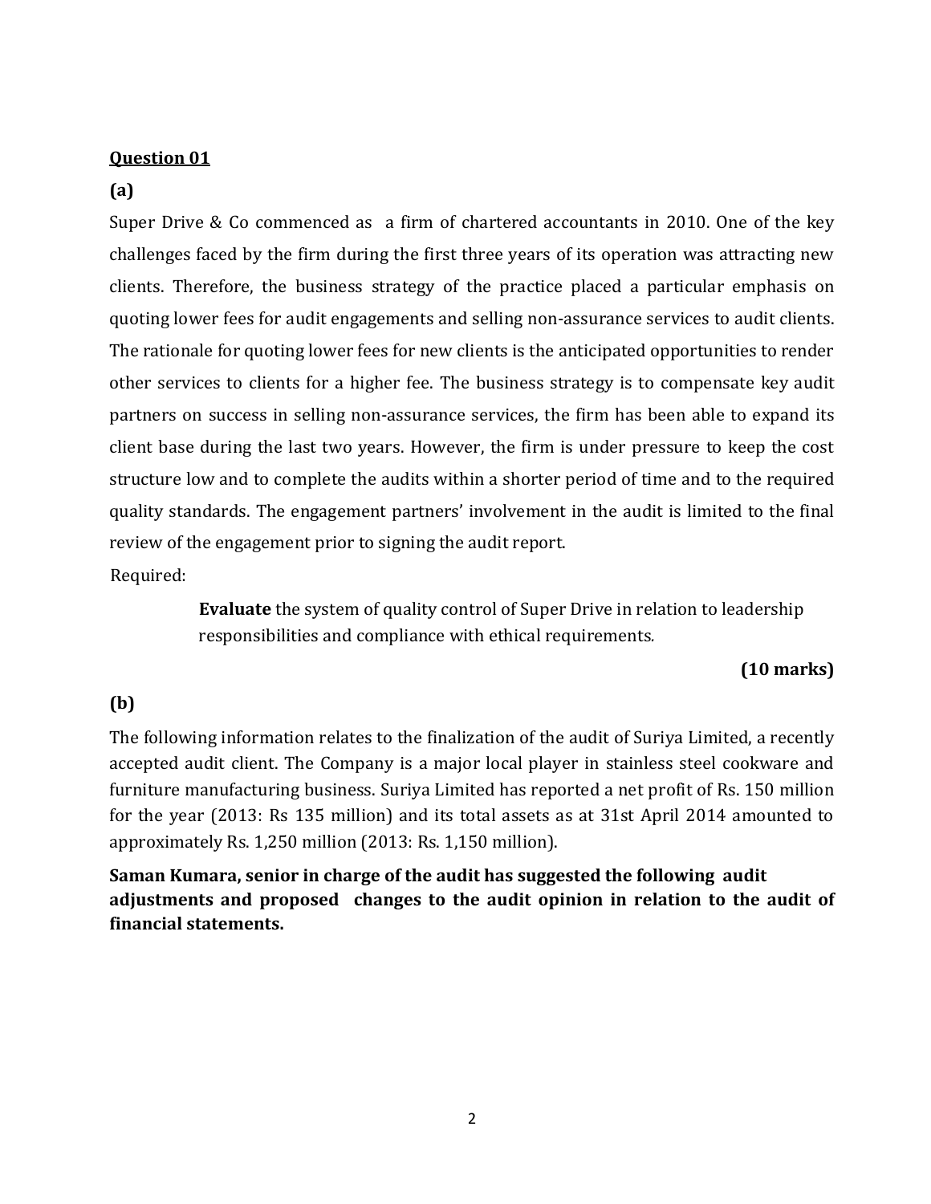**Question 01**

**(a)**

Super Drive & Co commenced as a firm of chartered accountants in 2010. One of the key challenges faced by the firm during the first three years of its operation was attracting new clients. Therefore, the business strategy of the practice placed a particular emphasis on quoting lower fees for audit engagements and selling non-assurance services to audit clients. The rationale for quoting lower fees for new clients is the anticipated opportunities to render other services to clients for a higher fee. The business strategy is to compensate key audit partners on success in selling non-assurance services, the firm has been able to expand its client base during the last two years. However, the firm is under pressure to keep the cost structure low and to complete the audits within a shorter period of time and to the required quality standards. The engagement partners' involvement in the audit is limited to the final review of the engagement prior to signing the audit report.

Required:

> **Evaluate** the system of quality control of Super Drive in relation to leadership responsibilities and compliance with ethical requirements.

**(10 marks)**

**(b)**

The following information relates to the finalization of the audit of Suriya Limited, a recently accepted audit client. The Company is a major local player in stainless steel cookware and furniture manufacturing business. Suriya Limited has reported a net profit of Rs. 150 million for the year (2013: Rs 135 million) and its total assets as at 31st April 2014 amounted to approximately Rs. 1,250 million (2013: Rs. 1,150 million).

**Saman Kumara, senior in charge of the audit has suggested the following audit adjustments and proposed changes to the audit opinion in relation to the audit of financial statements.**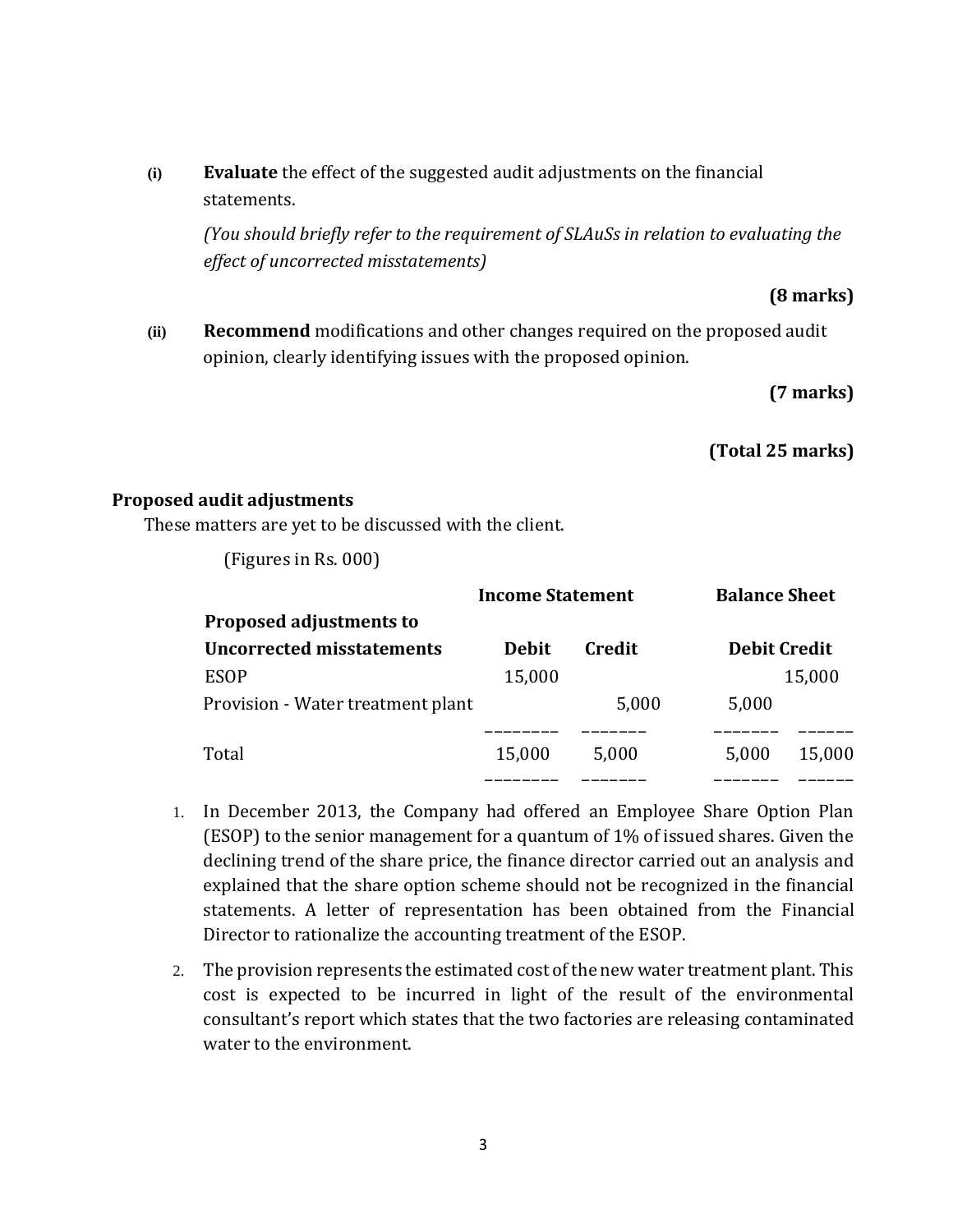(i) **Evaluate** the effect of the suggested audit adjustments on the financial statements.

*(You should briefly refer to the requirement of SLAuSs in relation to evaluating the effect of uncorrected misstatements)*

**(8 marks)**

(ii) **Recommend** modifications and other changes required on the proposed audit opinion, clearly identifying issues with the proposed opinion.

**(7 marks)**

**(Total 25 marks)**

**Proposed audit adjustments**

These matters are yet to be discussed with the client.

(Figures in Rs. 000)

| | Income Statement | | Balance Sheet | |
|---|---|---|---|---|
| **Proposed adjustments to Uncorrected misstatements** | **Debit** | **Credit** | **Debit** | **Credit** |
| ESOP | 15,000 | | | 15,000 |
| Provision - Water treatment plant | | 5,000 | 5,000 | |
| Total | 15,000 | 5,000 | 5,000 | 15,000 |

1. In December 2013, the Company had offered an Employee Share Option Plan (ESOP) to the senior management for a quantum of 1% of issued shares. Given the declining trend of the share price, the finance director carried out an analysis and explained that the share option scheme should not be recognized in the financial statements. A letter of representation has been obtained from the Financial Director to rationalize the accounting treatment of the ESOP.
2. The provision represents the estimated cost of the new water treatment plant. This cost is expected to be incurred in light of the result of the environmental consultant's report which states that the two factories are releasing contaminated water to the environment.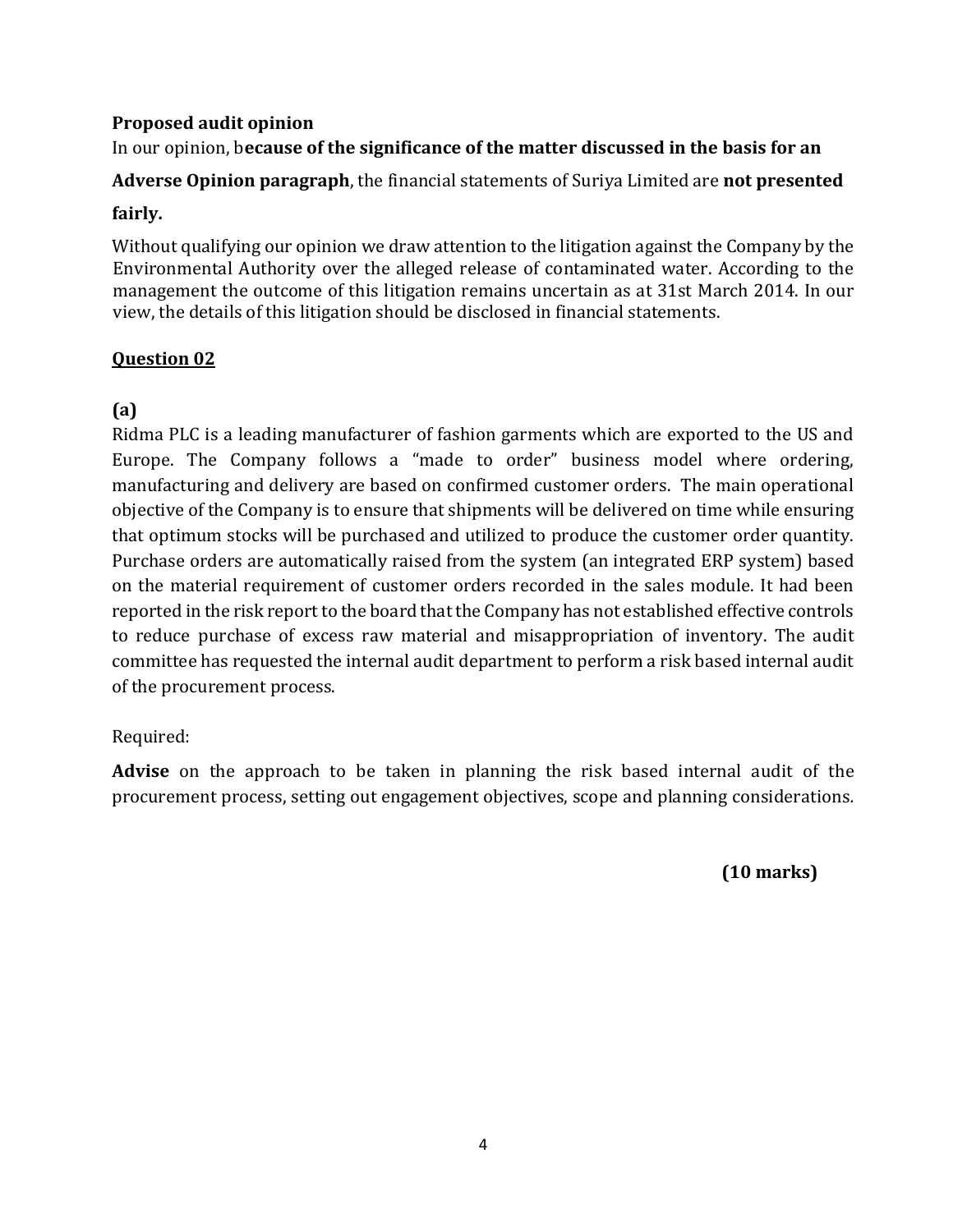**Proposed audit opinion**

In our opinion, b**ecause of the significance of the matter discussed in the basis for an Adverse Opinion paragraph**, the financial statements of Suriya Limited are **not presented fairly.**

Without qualifying our opinion we draw attention to the litigation against the Company by the Environmental Authority over the alleged release of contaminated water. According to the management the outcome of this litigation remains uncertain as at 31st March 2014. In our view, the details of this litigation should be disclosed in financial statements.

## Question 02

**(a)**

Ridma PLC is a leading manufacturer of fashion garments which are exported to the US and Europe. The Company follows a "made to order" business model where ordering, manufacturing and delivery are based on confirmed customer orders. The main operational objective of the Company is to ensure that shipments will be delivered on time while ensuring that optimum stocks will be purchased and utilized to produce the customer order quantity. Purchase orders are automatically raised from the system (an integrated ERP system) based on the material requirement of customer orders recorded in the sales module. It had been reported in the risk report to the board that the Company has not established effective controls to reduce purchase of excess raw material and misappropriation of inventory. The audit committee has requested the internal audit department to perform a risk based internal audit of the procurement process.

Required:

**Advise** on the approach to be taken in planning the risk based internal audit of the procurement process, setting out engagement objectives, scope and planning considerations.

**(10 marks)**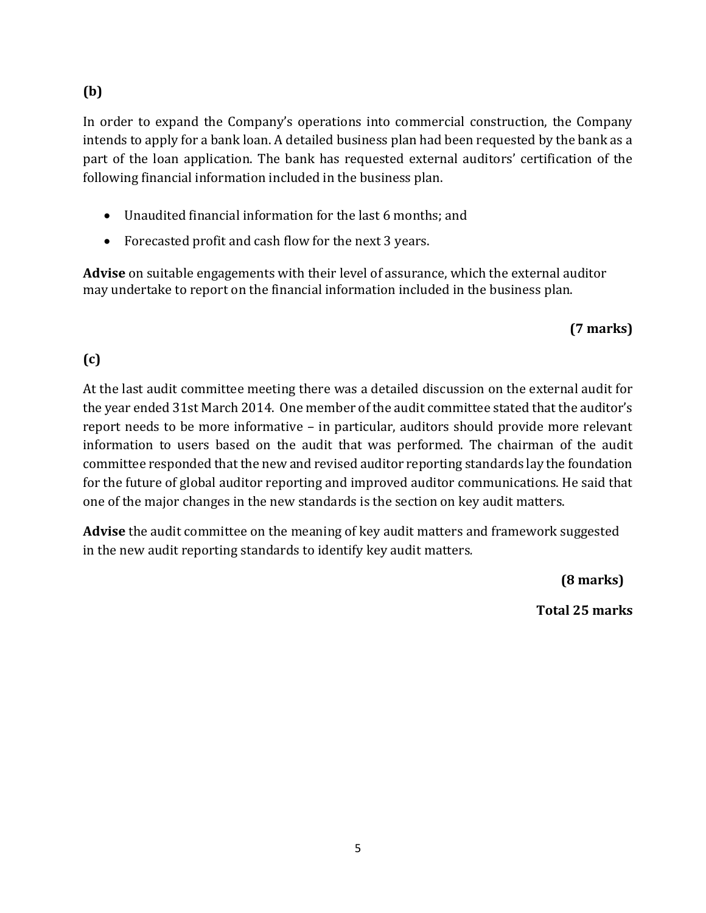**(b)**

In order to expand the Company's operations into commercial construction, the Company intends to apply for a bank loan. A detailed business plan had been requested by the bank as a part of the loan application. The bank has requested external auditors' certification of the following financial information included in the business plan.

- Unaudited financial information for the last 6 months; and
- Forecasted profit and cash flow for the next 3 years.

**Advise** on suitable engagements with their level of assurance, which the external auditor may undertake to report on the financial information included in the business plan.

**(7 marks)**

**(c)**

At the last audit committee meeting there was a detailed discussion on the external audit for the year ended 31st March 2014. One member of the audit committee stated that the auditor's report needs to be more informative – in particular, auditors should provide more relevant information to users based on the audit that was performed. The chairman of the audit committee responded that the new and revised auditor reporting standards lay the foundation for the future of global auditor reporting and improved auditor communications. He said that one of the major changes in the new standards is the section on key audit matters.

**Advise** the audit committee on the meaning of key audit matters and framework suggested in the new audit reporting standards to identify key audit matters.

**(8 marks)**

**Total 25 marks**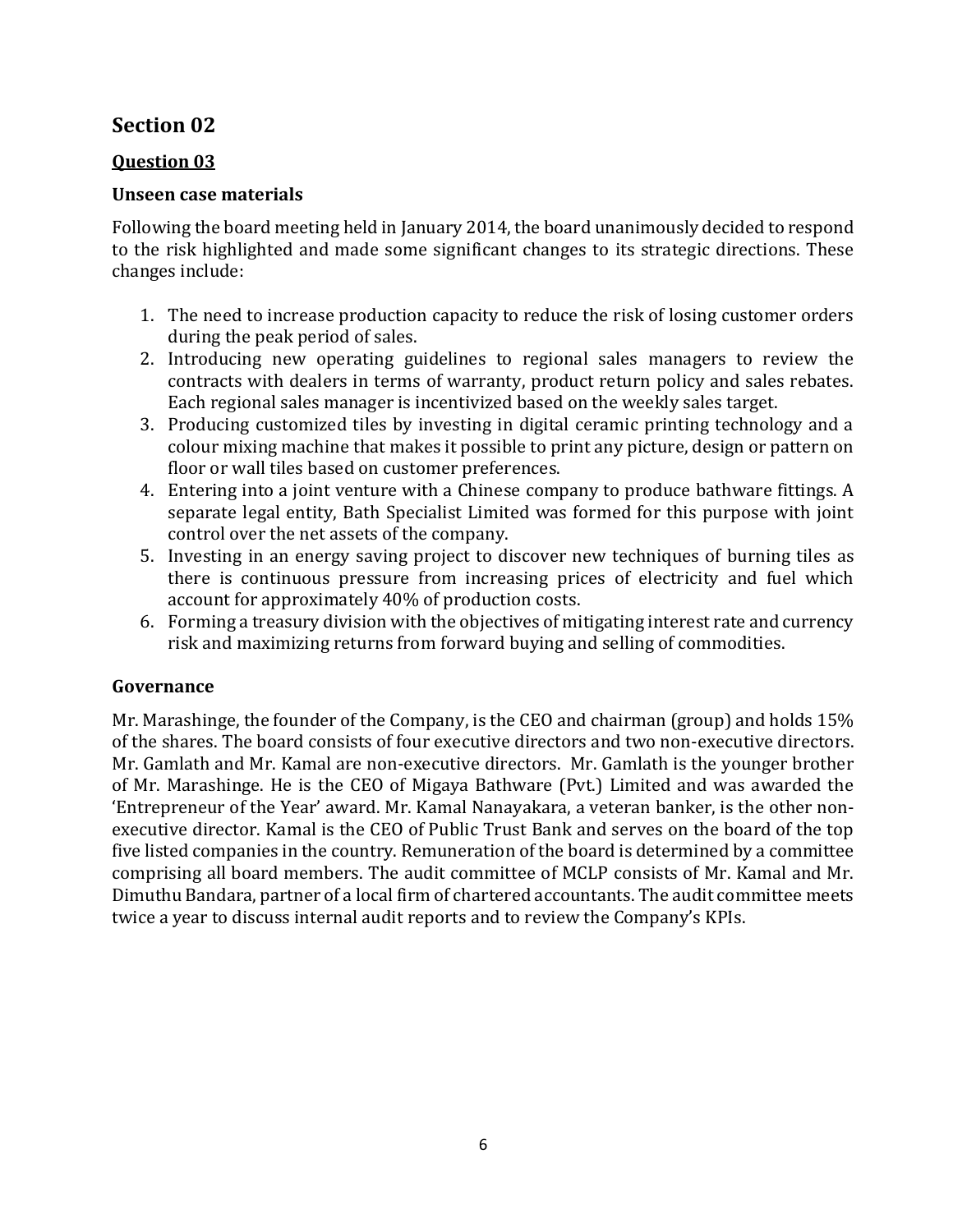## Section 02

### Question 03

**Unseen case materials**

Following the board meeting held in January 2014, the board unanimously decided to respond to the risk highlighted and made some significant changes to its strategic directions. These changes include:

1. The need to increase production capacity to reduce the risk of losing customer orders during the peak period of sales.
2. Introducing new operating guidelines to regional sales managers to review the contracts with dealers in terms of warranty, product return policy and sales rebates. Each regional sales manager is incentivized based on the weekly sales target.
3. Producing customized tiles by investing in digital ceramic printing technology and a colour mixing machine that makes it possible to print any picture, design or pattern on floor or wall tiles based on customer preferences.
4. Entering into a joint venture with a Chinese company to produce bathware fittings. A separate legal entity, Bath Specialist Limited was formed for this purpose with joint control over the net assets of the company.
5. Investing in an energy saving project to discover new techniques of burning tiles as there is continuous pressure from increasing prices of electricity and fuel which account for approximately 40% of production costs.
6. Forming a treasury division with the objectives of mitigating interest rate and currency risk and maximizing returns from forward buying and selling of commodities.

**Governance**

Mr. Marashinge, the founder of the Company, is the CEO and chairman (group) and holds 15% of the shares. The board consists of four executive directors and two non-executive directors. Mr. Gamlath and Mr. Kamal are non-executive directors. Mr. Gamlath is the younger brother of Mr. Marashinge. He is the CEO of Migaya Bathware (Pvt.) Limited and was awarded the 'Entrepreneur of the Year' award. Mr. Kamal Nanayakara, a veteran banker, is the other non-executive director. Kamal is the CEO of Public Trust Bank and serves on the board of the top five listed companies in the country. Remuneration of the board is determined by a committee comprising all board members. The audit committee of MCLP consists of Mr. Kamal and Mr. Dimuthu Bandara, partner of a local firm of chartered accountants. The audit committee meets twice a year to discuss internal audit reports and to review the Company's KPIs.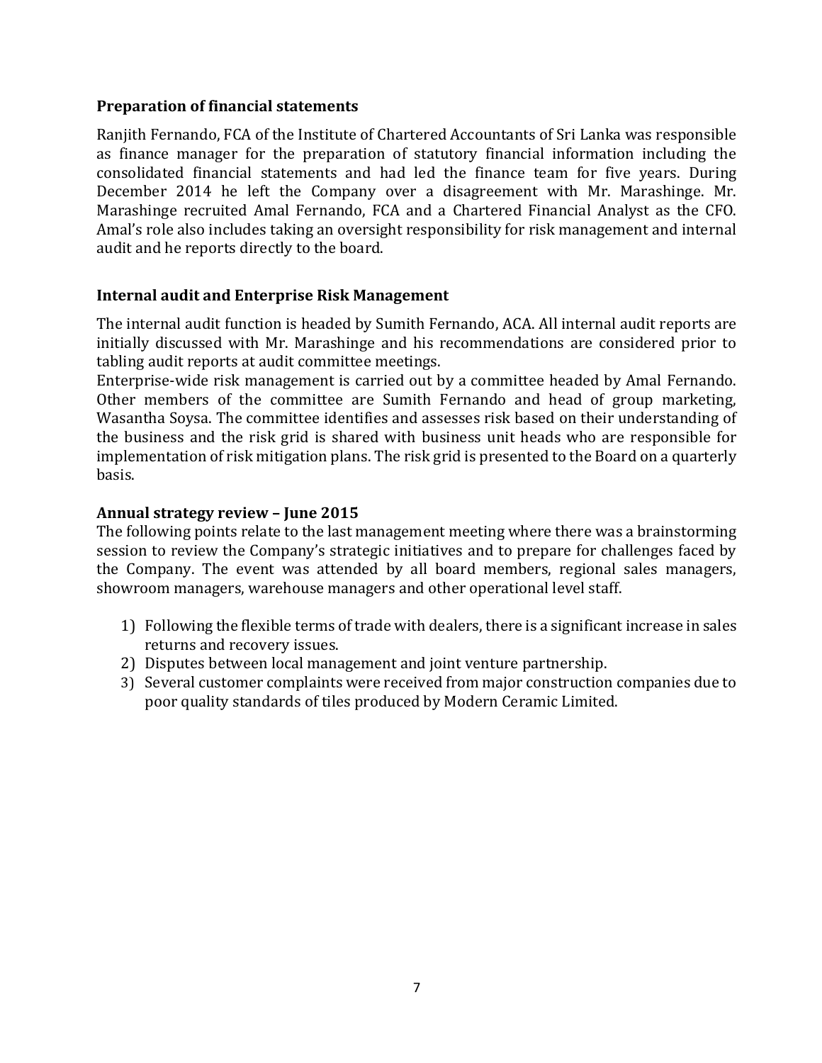**Preparation of financial statements**

Ranjith Fernando, FCA of the Institute of Chartered Accountants of Sri Lanka was responsible as finance manager for the preparation of statutory financial information including the consolidated financial statements and had led the finance team for five years. During December 2014 he left the Company over a disagreement with Mr. Marashinge. Mr. Marashinge recruited Amal Fernando, FCA and a Chartered Financial Analyst as the CFO. Amal's role also includes taking an oversight responsibility for risk management and internal audit and he reports directly to the board.

**Internal audit and Enterprise Risk Management**

The internal audit function is headed by Sumith Fernando, ACA. All internal audit reports are initially discussed with Mr. Marashinge and his recommendations are considered prior to tabling audit reports at audit committee meetings.
Enterprise-wide risk management is carried out by a committee headed by Amal Fernando. Other members of the committee are Sumith Fernando and head of group marketing, Wasantha Soysa. The committee identifies and assesses risk based on their understanding of the business and the risk grid is shared with business unit heads who are responsible for implementation of risk mitigation plans. The risk grid is presented to the Board on a quarterly basis.

**Annual strategy review – June 2015**

The following points relate to the last management meeting where there was a brainstorming session to review the Company's strategic initiatives and to prepare for challenges faced by the Company. The event was attended by all board members, regional sales managers, showroom managers, warehouse managers and other operational level staff.

1) Following the flexible terms of trade with dealers, there is a significant increase in sales returns and recovery issues.
2) Disputes between local management and joint venture partnership.
3) Several customer complaints were received from major construction companies due to poor quality standards of tiles produced by Modern Ceramic Limited.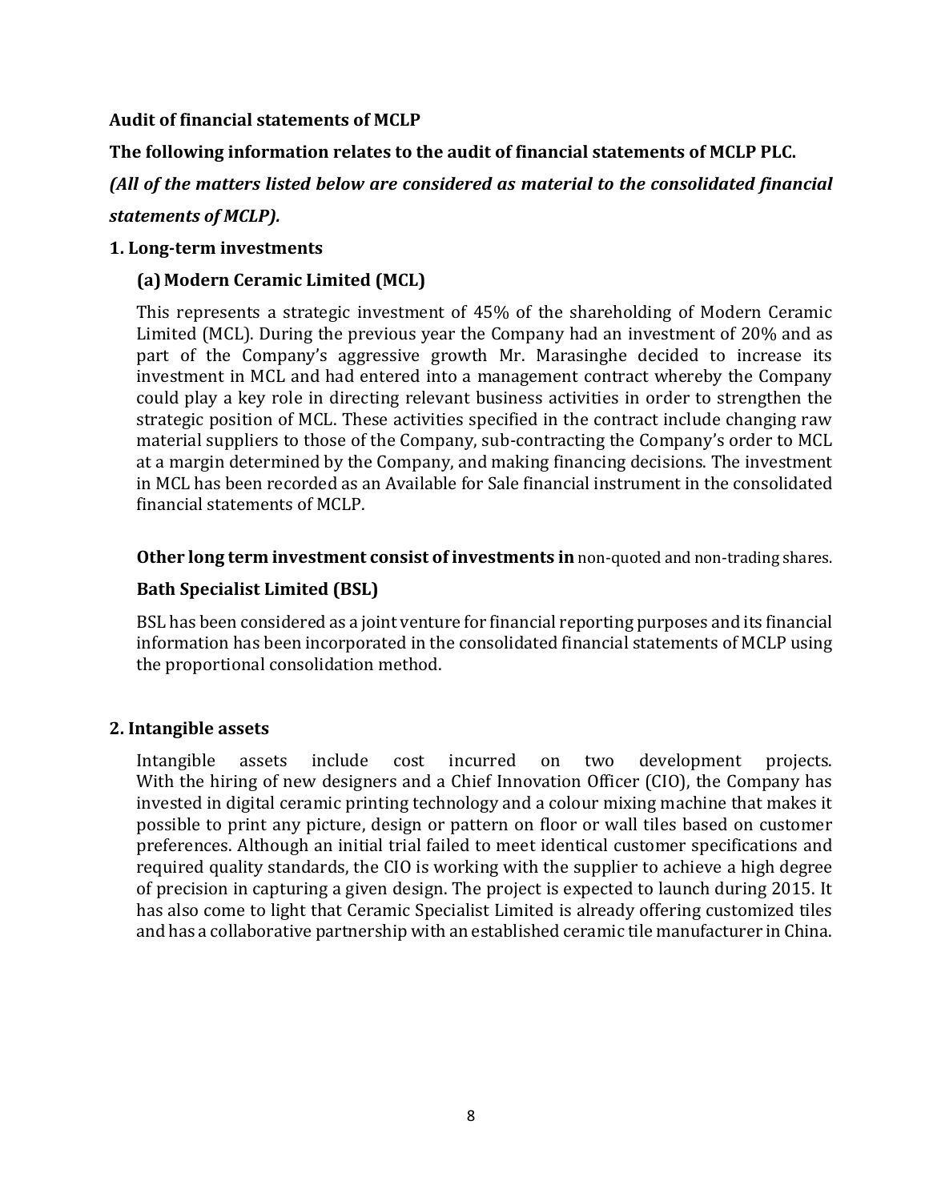**Audit of financial statements of MCLP**

**The following information relates to the audit of financial statements of MCLP PLC.**

***(All of the matters listed below are considered as material to the consolidated financial statements of MCLP).***

**1. Long-term investments**

**(a) Modern Ceramic Limited (MCL)**

This represents a strategic investment of 45% of the shareholding of Modern Ceramic Limited (MCL). During the previous year the Company had an investment of 20% and as part of the Company's aggressive growth Mr. Marasinghe decided to increase its investment in MCL and had entered into a management contract whereby the Company could play a key role in directing relevant business activities in order to strengthen the strategic position of MCL. These activities specified in the contract include changing raw material suppliers to those of the Company, sub-contracting the Company's order to MCL at a margin determined by the Company, and making financing decisions. The investment in MCL has been recorded as an Available for Sale financial instrument in the consolidated financial statements of MCLP.

**Other long term investment consist of investments in** non-quoted and non-trading shares.

**Bath Specialist Limited (BSL)**

BSL has been considered as a joint venture for financial reporting purposes and its financial information has been incorporated in the consolidated financial statements of MCLP using the proportional consolidation method.

**2. Intangible assets**

Intangible assets include cost incurred on two development projects. With the hiring of new designers and a Chief Innovation Officer (CIO), the Company has invested in digital ceramic printing technology and a colour mixing machine that makes it possible to print any picture, design or pattern on floor or wall tiles based on customer preferences. Although an initial trial failed to meet identical customer specifications and required quality standards, the CIO is working with the supplier to achieve a high degree of precision in capturing a given design. The project is expected to launch during 2015. It has also come to light that Ceramic Specialist Limited is already offering customized tiles and has a collaborative partnership with an established ceramic tile manufacturer in China.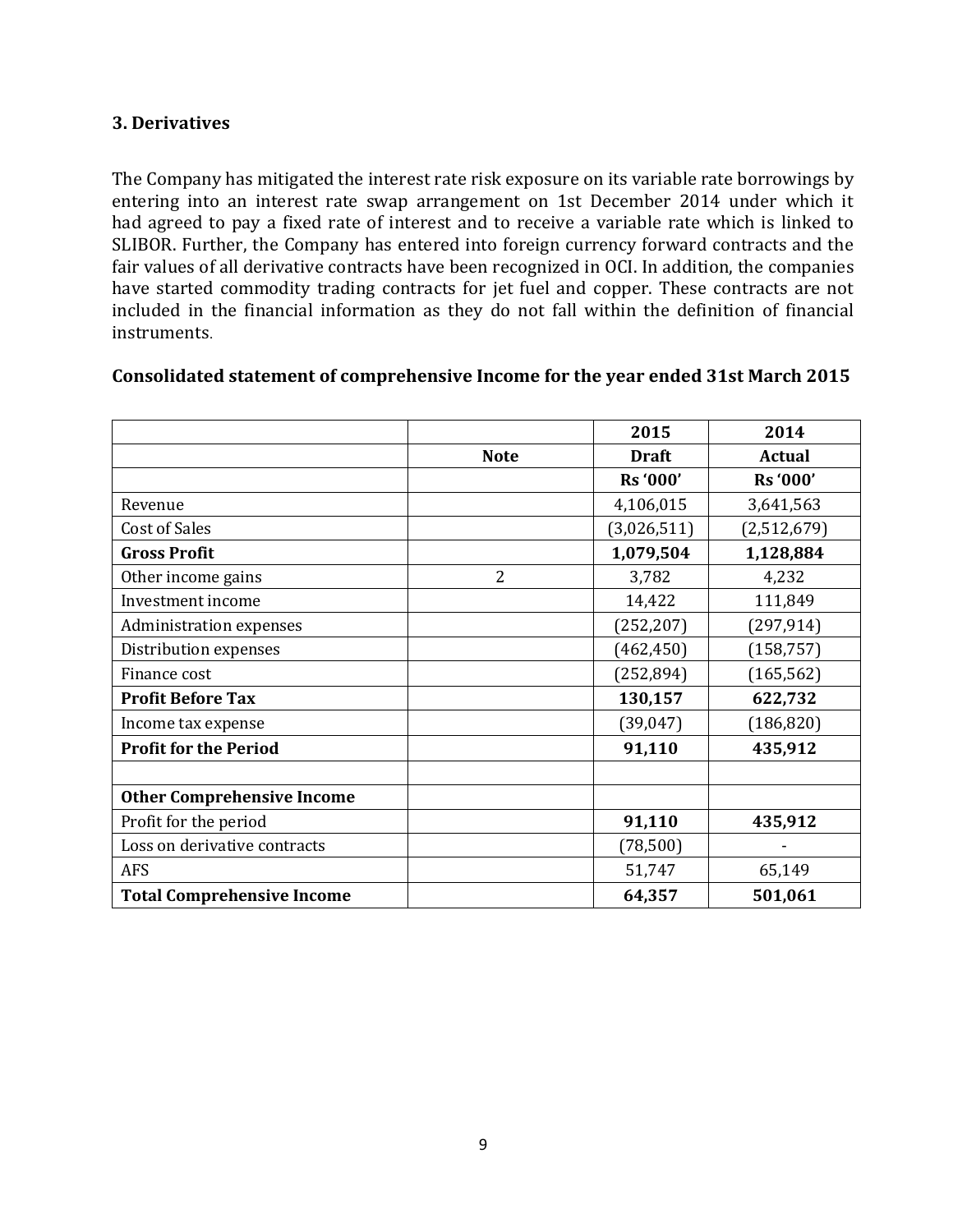### 3. Derivatives

The Company has mitigated the interest rate risk exposure on its variable rate borrowings by entering into an interest rate swap arrangement on 1st December 2014 under which it had agreed to pay a fixed rate of interest and to receive a variable rate which is linked to SLIBOR. Further, the Company has entered into foreign currency forward contracts and the fair values of all derivative contracts have been recognized in OCI. In addition, the companies have started commodity trading contracts for jet fuel and copper. These contracts are not included in the financial information as they do not fall within the definition of financial instruments.

**Consolidated statement of comprehensive Income for the year ended 31st March 2015**

| | | **2015** | **2014** |
|---|---|---|---|
| | **Note** | **Draft** | **Actual** |
| | | **Rs '000'** | **Rs '000'** |
| Revenue | | 4,106,015 | 3,641,563 |
| Cost of Sales | | (3,026,511) | (2,512,679) |
| **Gross Profit** | | **1,079,504** | **1,128,884** |
| Other income gains | 2 | 3,782 | 4,232 |
| Investment income | | 14,422 | 111,849 |
| Administration expenses | | (252,207) | (297,914) |
| Distribution expenses | | (462,450) | (158,757) |
| Finance cost | | (252,894) | (165,562) |
| **Profit Before Tax** | | **130,157** | **622,732** |
| Income tax expense | | (39,047) | (186,820) |
| **Profit for the Period** | | **91,110** | **435,912** |
| | | | |
| **Other Comprehensive Income** | | | |
| Profit for the period | | **91,110** | **435,912** |
| Loss on derivative contracts | | (78,500) | - |
| AFS | | 51,747 | 65,149 |
| **Total Comprehensive Income** | | **64,357** | **501,061** |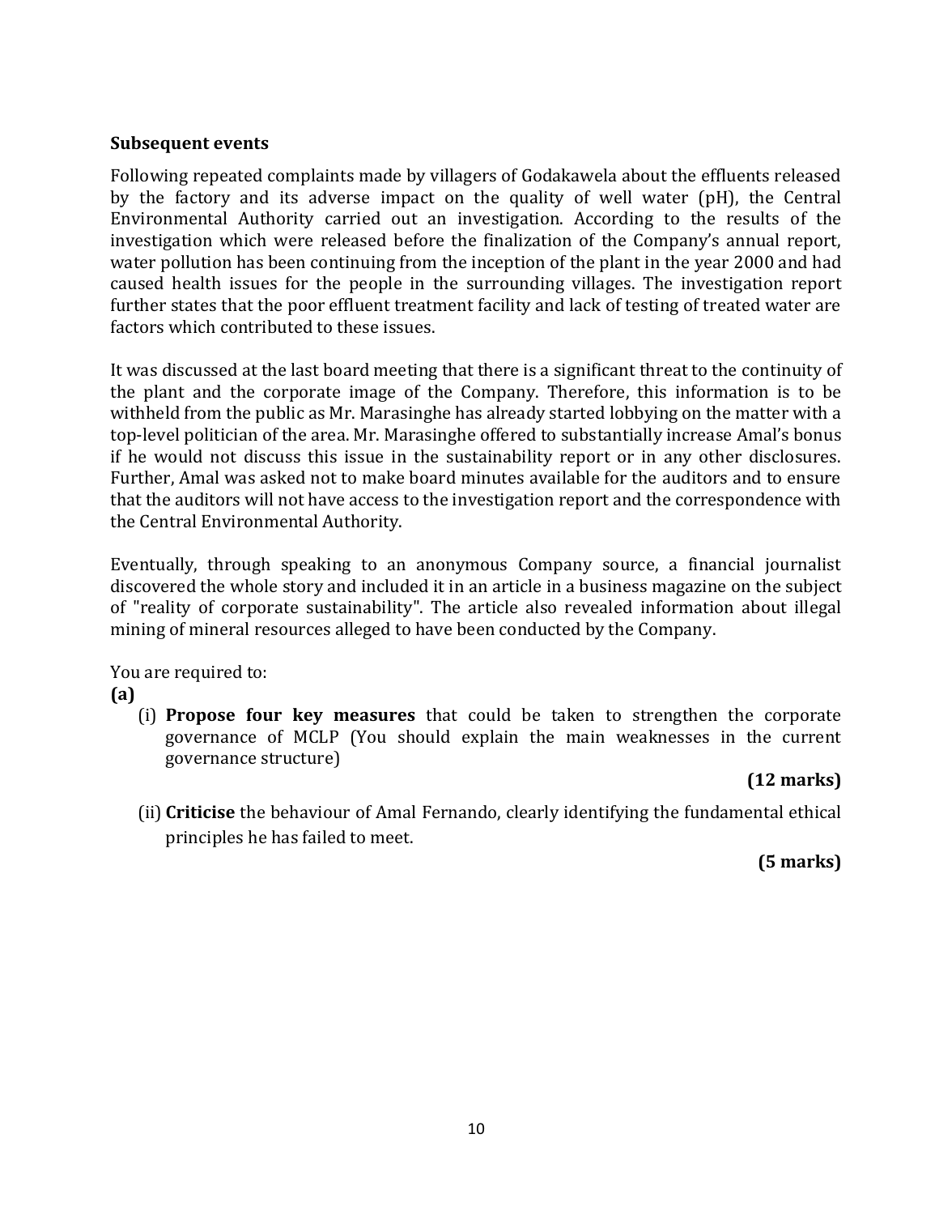**Subsequent events**

Following repeated complaints made by villagers of Godakawela about the effluents released by the factory and its adverse impact on the quality of well water (pH), the Central Environmental Authority carried out an investigation. According to the results of the investigation which were released before the finalization of the Company's annual report, water pollution has been continuing from the inception of the plant in the year 2000 and had caused health issues for the people in the surrounding villages. The investigation report further states that the poor effluent treatment facility and lack of testing of treated water are factors which contributed to these issues.

It was discussed at the last board meeting that there is a significant threat to the continuity of the plant and the corporate image of the Company. Therefore, this information is to be withheld from the public as Mr. Marasinghe has already started lobbying on the matter with a top-level politician of the area. Mr. Marasinghe offered to substantially increase Amal's bonus if he would not discuss this issue in the sustainability report or in any other disclosures. Further, Amal was asked not to make board minutes available for the auditors and to ensure that the auditors will not have access to the investigation report and the correspondence with the Central Environmental Authority.

Eventually, through speaking to an anonymous Company source, a financial journalist discovered the whole story and included it in an article in a business magazine on the subject of "reality of corporate sustainability". The article also revealed information about illegal mining of mineral resources alleged to have been conducted by the Company.

You are required to:

**(a)**

(i) **Propose four key measures** that could be taken to strengthen the corporate governance of MCLP (You should explain the main weaknesses in the current governance structure)

**(12 marks)**

(ii) **Criticise** the behaviour of Amal Fernando, clearly identifying the fundamental ethical principles he has failed to meet.

**(5 marks)**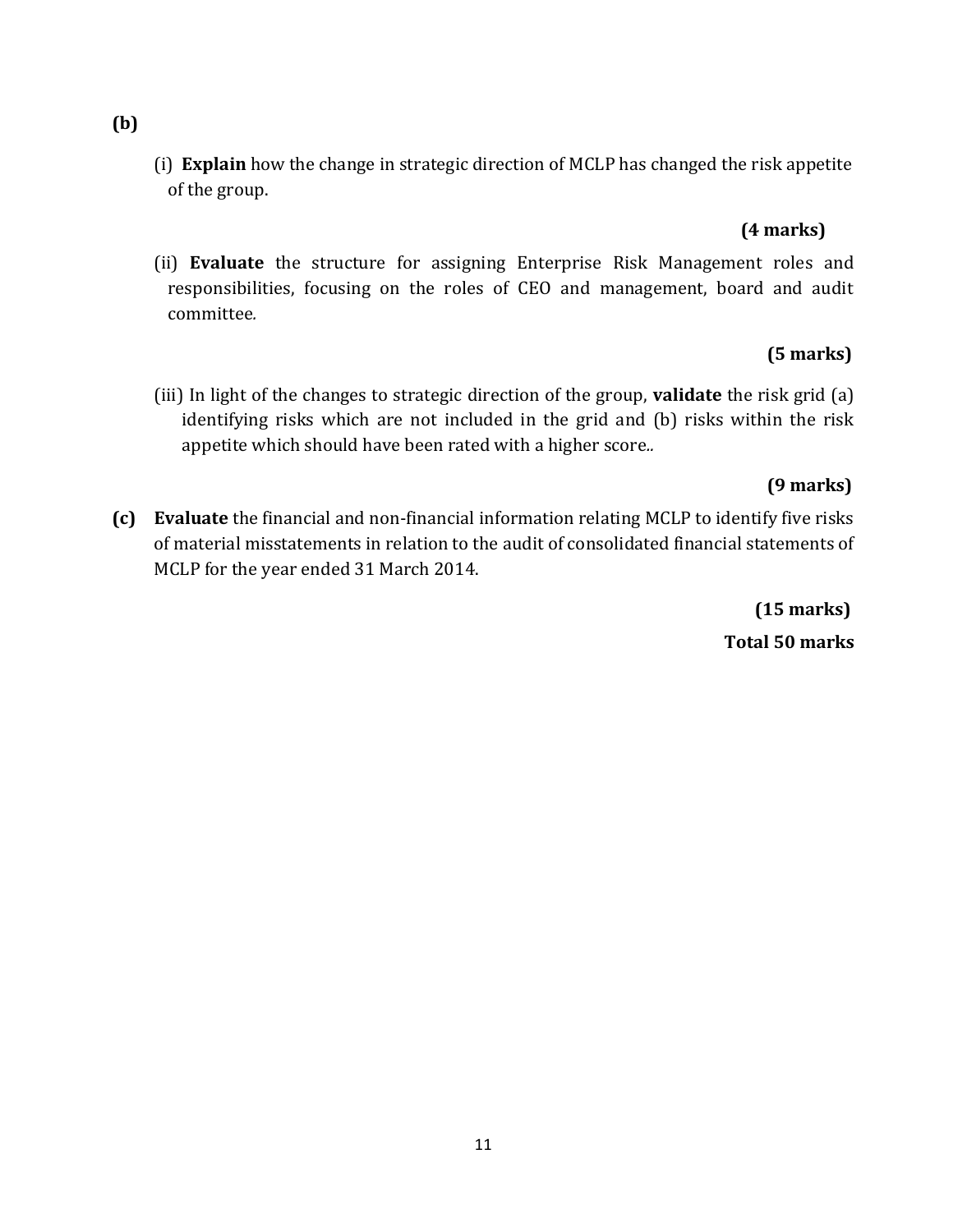**(b)**

(i) **Explain** how the change in strategic direction of MCLP has changed the risk appetite of the group.

**(4 marks)**

(ii) **Evaluate** the structure for assigning Enterprise Risk Management roles and responsibilities, focusing on the roles of CEO and management, board and audit committee.

**(5 marks)**

(iii) In light of the changes to strategic direction of the group, **validate** the risk grid (a) identifying risks which are not included in the grid and (b) risks within the risk appetite which should have been rated with a higher score..

**(9 marks)**

**(c)** **Evaluate** the financial and non-financial information relating MCLP to identify five risks of material misstatements in relation to the audit of consolidated financial statements of MCLP for the year ended 31 March 2014.

**(15 marks)**

**Total 50 marks**